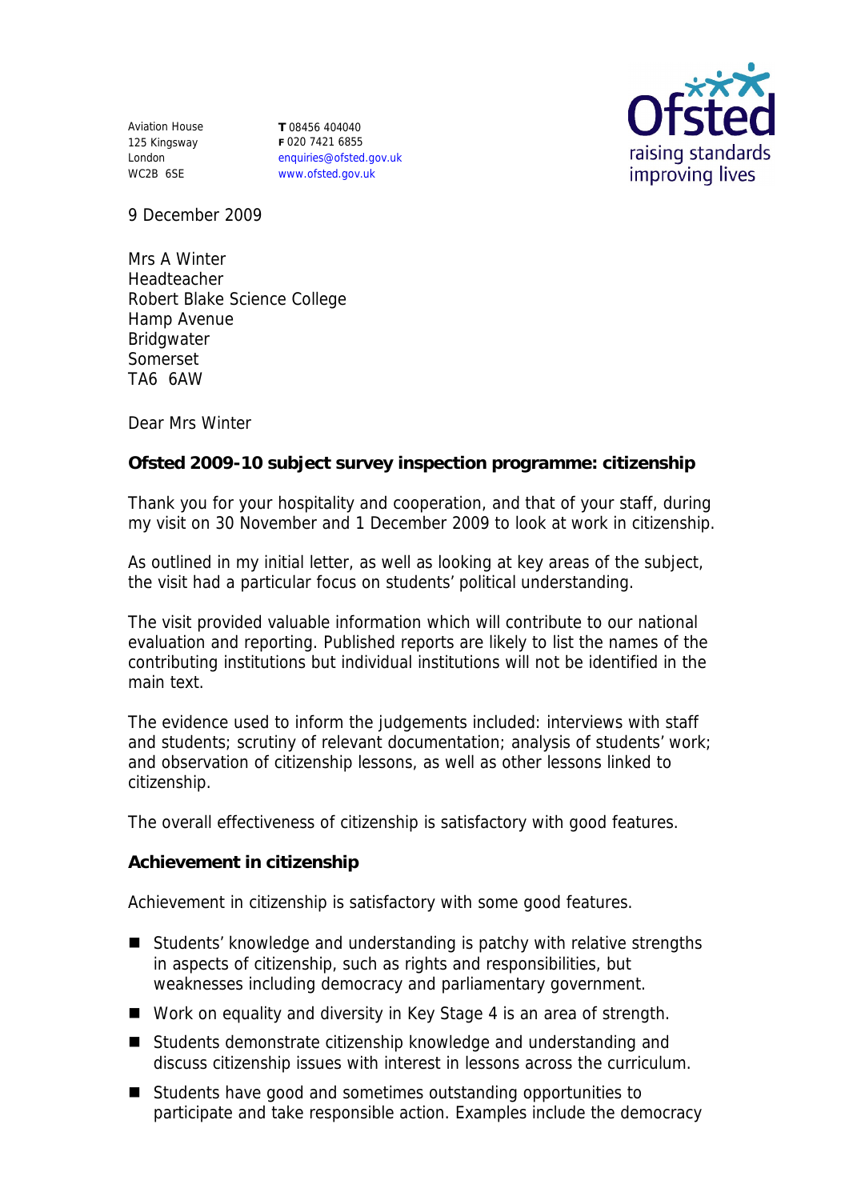Aviation House
125 Kingsway
London
WC2B 6SE

**T** 08456 404040
**F** 020 7421 6855
enquiries@ofsted.gov.uk
www.ofsted.gov.uk

Ofsted
raising standards
improving lives

9 December 2009

Mrs A Winter
Headteacher
Robert Blake Science College
Hamp Avenue
Bridgwater
Somerset
TA6 6AW

Dear Mrs Winter

**Ofsted 2009-10 subject survey inspection programme: citizenship**

Thank you for your hospitality and cooperation, and that of your staff, during my visit on 30 November and 1 December 2009 to look at work in citizenship.

As outlined in my initial letter, as well as looking at key areas of the subject, the visit had a particular focus on students' political understanding.

The visit provided valuable information which will contribute to our national evaluation and reporting. Published reports are likely to list the names of the contributing institutions but individual institutions will not be identified in the main text.

The evidence used to inform the judgements included: interviews with staff and students; scrutiny of relevant documentation; analysis of students' work; and observation of citizenship lessons, as well as other lessons linked to citizenship.

The overall effectiveness of citizenship is satisfactory with good features.

**Achievement in citizenship**

Achievement in citizenship is satisfactory with some good features.

- Students' knowledge and understanding is patchy with relative strengths in aspects of citizenship, such as rights and responsibilities, but weaknesses including democracy and parliamentary government.
- Work on equality and diversity in Key Stage 4 is an area of strength.
- Students demonstrate citizenship knowledge and understanding and discuss citizenship issues with interest in lessons across the curriculum.
- Students have good and sometimes outstanding opportunities to participate and take responsible action. Examples include the democracy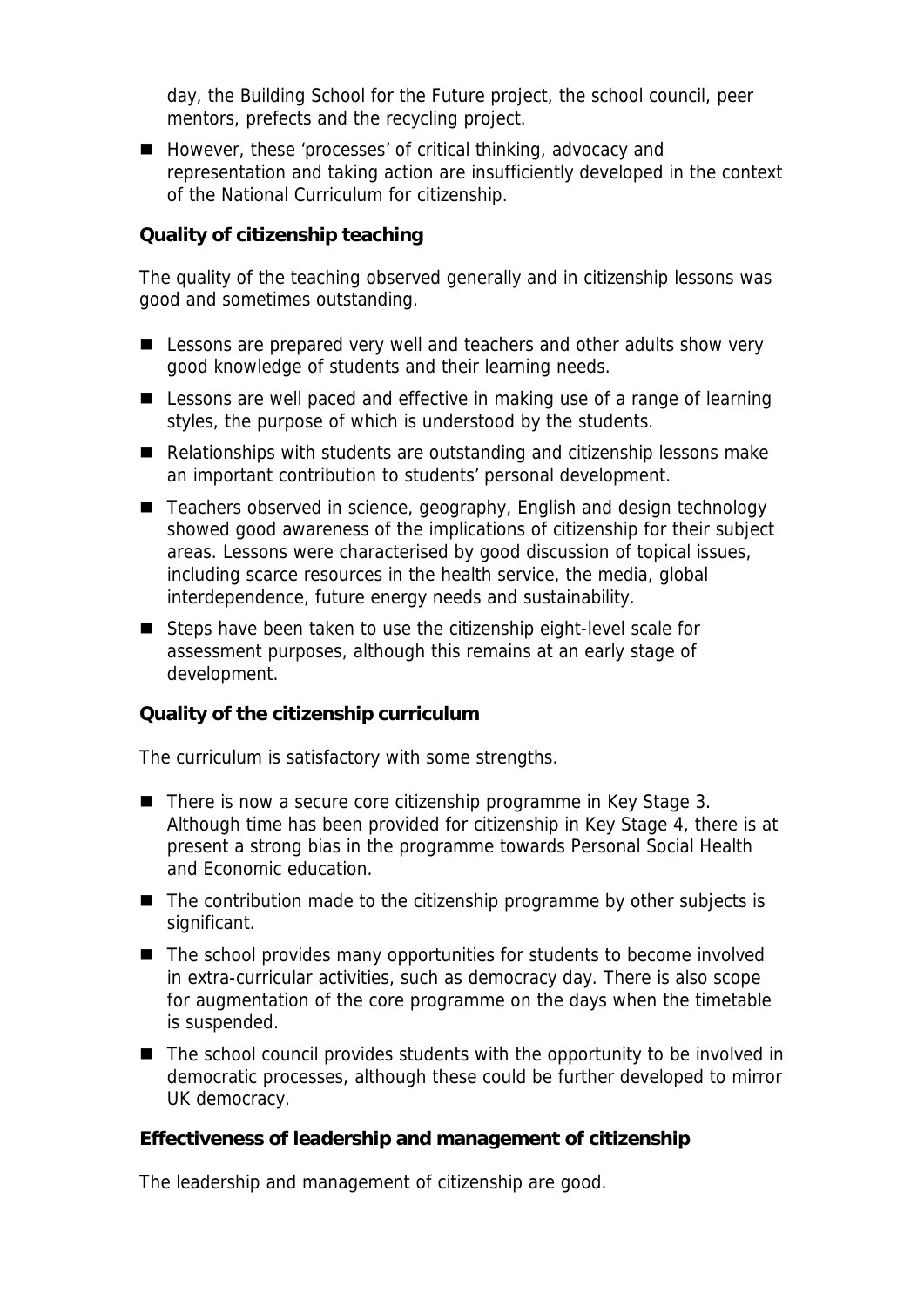day, the Building School for the Future project, the school council, peer mentors, prefects and the recycling project.

- However, these 'processes' of critical thinking, advocacy and representation and taking action are insufficiently developed in the context of the National Curriculum for citizenship.

**Quality of citizenship teaching**

The quality of the teaching observed generally and in citizenship lessons was good and sometimes outstanding.

- Lessons are prepared very well and teachers and other adults show very good knowledge of students and their learning needs.
- Lessons are well paced and effective in making use of a range of learning styles, the purpose of which is understood by the students.
- Relationships with students are outstanding and citizenship lessons make an important contribution to students' personal development.
- Teachers observed in science, geography, English and design technology showed good awareness of the implications of citizenship for their subject areas. Lessons were characterised by good discussion of topical issues, including scarce resources in the health service, the media, global interdependence, future energy needs and sustainability.
- Steps have been taken to use the citizenship eight-level scale for assessment purposes, although this remains at an early stage of development.

**Quality of the citizenship curriculum**

The curriculum is satisfactory with some strengths.

- There is now a secure core citizenship programme in Key Stage 3. Although time has been provided for citizenship in Key Stage 4, there is at present a strong bias in the programme towards Personal Social Health and Economic education.
- The contribution made to the citizenship programme by other subjects is significant.
- The school provides many opportunities for students to become involved in extra-curricular activities, such as democracy day. There is also scope for augmentation of the core programme on the days when the timetable is suspended.
- The school council provides students with the opportunity to be involved in democratic processes, although these could be further developed to mirror UK democracy.

**Effectiveness of leadership and management of citizenship**

The leadership and management of citizenship are good.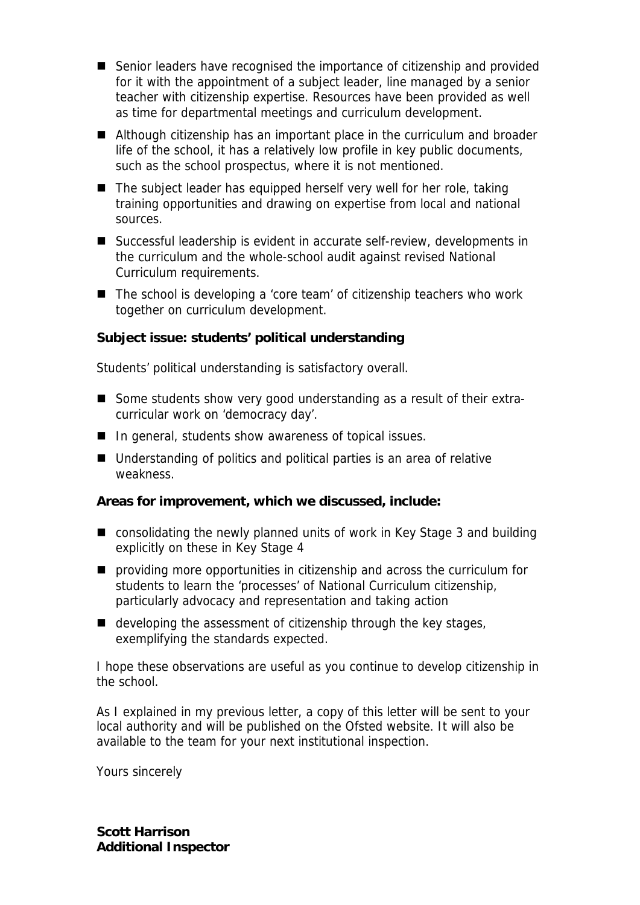- Senior leaders have recognised the importance of citizenship and provided for it with the appointment of a subject leader, line managed by a senior teacher with citizenship expertise. Resources have been provided as well as time for departmental meetings and curriculum development.
- Although citizenship has an important place in the curriculum and broader life of the school, it has a relatively low profile in key public documents, such as the school prospectus, where it is not mentioned.
- The subject leader has equipped herself very well for her role, taking training opportunities and drawing on expertise from local and national sources.
- Successful leadership is evident in accurate self-review, developments in the curriculum and the whole-school audit against revised National Curriculum requirements.
- The school is developing a 'core team' of citizenship teachers who work together on curriculum development.

**Subject issue: students' political understanding**

Students' political understanding is satisfactory overall.

- Some students show very good understanding as a result of their extra-curricular work on 'democracy day'.
- In general, students show awareness of topical issues.
- Understanding of politics and political parties is an area of relative weakness.

**Areas for improvement, which we discussed, include:**

- consolidating the newly planned units of work in Key Stage 3 and building explicitly on these in Key Stage 4
- providing more opportunities in citizenship and across the curriculum for students to learn the 'processes' of National Curriculum citizenship, particularly advocacy and representation and taking action
- developing the assessment of citizenship through the key stages, exemplifying the standards expected.

I hope these observations are useful as you continue to develop citizenship in the school.

As I explained in my previous letter, a copy of this letter will be sent to your local authority and will be published on the Ofsted website. It will also be available to the team for your next institutional inspection.

Yours sincerely

**Scott Harrison**
**Additional Inspector**